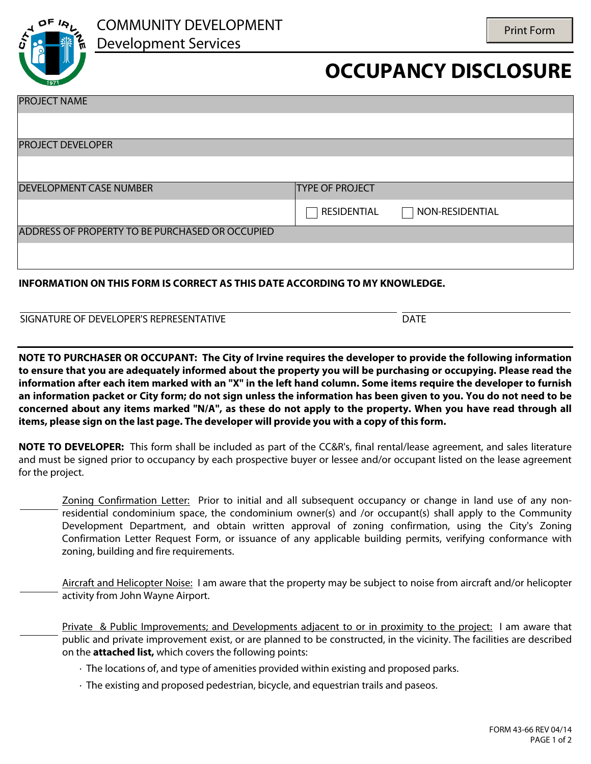COMMUNITY DEVELOPMENT
Development Services

# OCCUPANCY DISCLOSURE

| PROJECT NAME | |
|---|---|
| | |
| PROJECT DEVELOPER | |
| | |
| DEVELOPMENT CASE NUMBER | TYPE OF PROJECT |
| | ☐ RESIDENTIAL ☐ NON-RESIDENTIAL |
| ADDRESS OF PROPERTY TO BE PURCHASED OR OCCUPIED | |
| | |

**INFORMATION ON THIS FORM IS CORRECT AS THIS DATE ACCORDING TO MY KNOWLEDGE.**

SIGNATURE OF DEVELOPER'S REPRESENTATIVE ______________________ DATE __________

**NOTE TO PURCHASER OR OCCUPANT: The City of Irvine requires the developer to provide the following information to ensure that you are adequately informed about the property you will be purchasing or occupying. Please read the information after each item marked with an "X" in the left hand column. Some items require the developer to furnish an information packet or City form; do not sign unless the information has been given to you. You do not need to be concerned about any items marked "N/A", as these do not apply to the property. When you have read through all items, please sign on the last page. The developer will provide you with a copy of this form.**

**NOTE TO DEVELOPER:** This form shall be included as part of the CC&R's, final rental/lease agreement, and sales literature and must be signed prior to occupancy by each prospective buyer or lessee and/or occupant listed on the lease agreement for the project.

_______ Zoning Confirmation Letter: Prior to initial and all subsequent occupancy or change in land use of any non-residential condominium space, the condominium owner(s) and /or occupant(s) shall apply to the Community Development Department, and obtain written approval of zoning confirmation, using the City's Zoning Confirmation Letter Request Form, or issuance of any applicable building permits, verifying conformance with zoning, building and fire requirements.

_______ Aircraft and Helicopter Noise: I am aware that the property may be subject to noise from aircraft and/or helicopter activity from John Wayne Airport.

_______ Private & Public Improvements; and Developments adjacent to or in proximity to the project: I am aware that public and private improvement exist, or are planned to be constructed, in the vicinity. The facilities are described on the **attached list,** which covers the following points:

- The locations of, and type of amenities provided within existing and proposed parks.
- The existing and proposed pedestrian, bicycle, and equestrian trails and paseos.

FORM 43-66 REV 04/14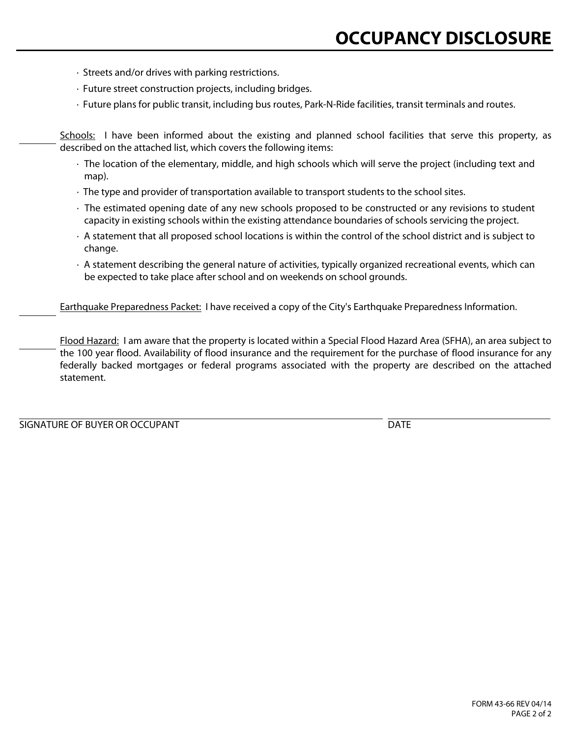# OCCUPANCY DISCLOSURE

- Streets and/or drives with parking restrictions.
- Future street construction projects, including bridges.
- Future plans for public transit, including bus routes, Park-N-Ride facilities, transit terminals and routes.

\_\_\_\_\_\_\_\_ Schools: I have been informed about the existing and planned school facilities that serve this property, as described on the attached list, which covers the following items:

- The location of the elementary, middle, and high schools which will serve the project (including text and map).
- The type and provider of transportation available to transport students to the school sites.
- The estimated opening date of any new schools proposed to be constructed or any revisions to student capacity in existing schools within the existing attendance boundaries of schools servicing the project.
- A statement that all proposed school locations is within the control of the school district and is subject to change.
- A statement describing the general nature of activities, typically organized recreational events, which can be expected to take place after school and on weekends on school grounds.

\_\_\_\_\_\_\_\_ Earthquake Preparedness Packet: I have received a copy of the City's Earthquake Preparedness Information.

\_\_\_\_\_\_\_\_ Flood Hazard: I am aware that the property is located within a Special Flood Hazard Area (SFHA), an area subject to the 100 year flood. Availability of flood insurance and the requirement for the purchase of flood insurance for any federally backed mortgages or federal programs associated with the property are described on the attached statement.

\_\_\_\_\_\_\_\_\_\_\_\_\_\_\_\_\_\_\_\_\_\_\_\_\_\_\_\_\_\_\_\_\_\_\_\_\_\_\_\_ \_\_\_\_\_\_\_\_\_\_\_\_\_\_\_\_\_\_\_\_

SIGNATURE OF BUYER OR OCCUPANT DATE

FORM 43-66 REV 04/14